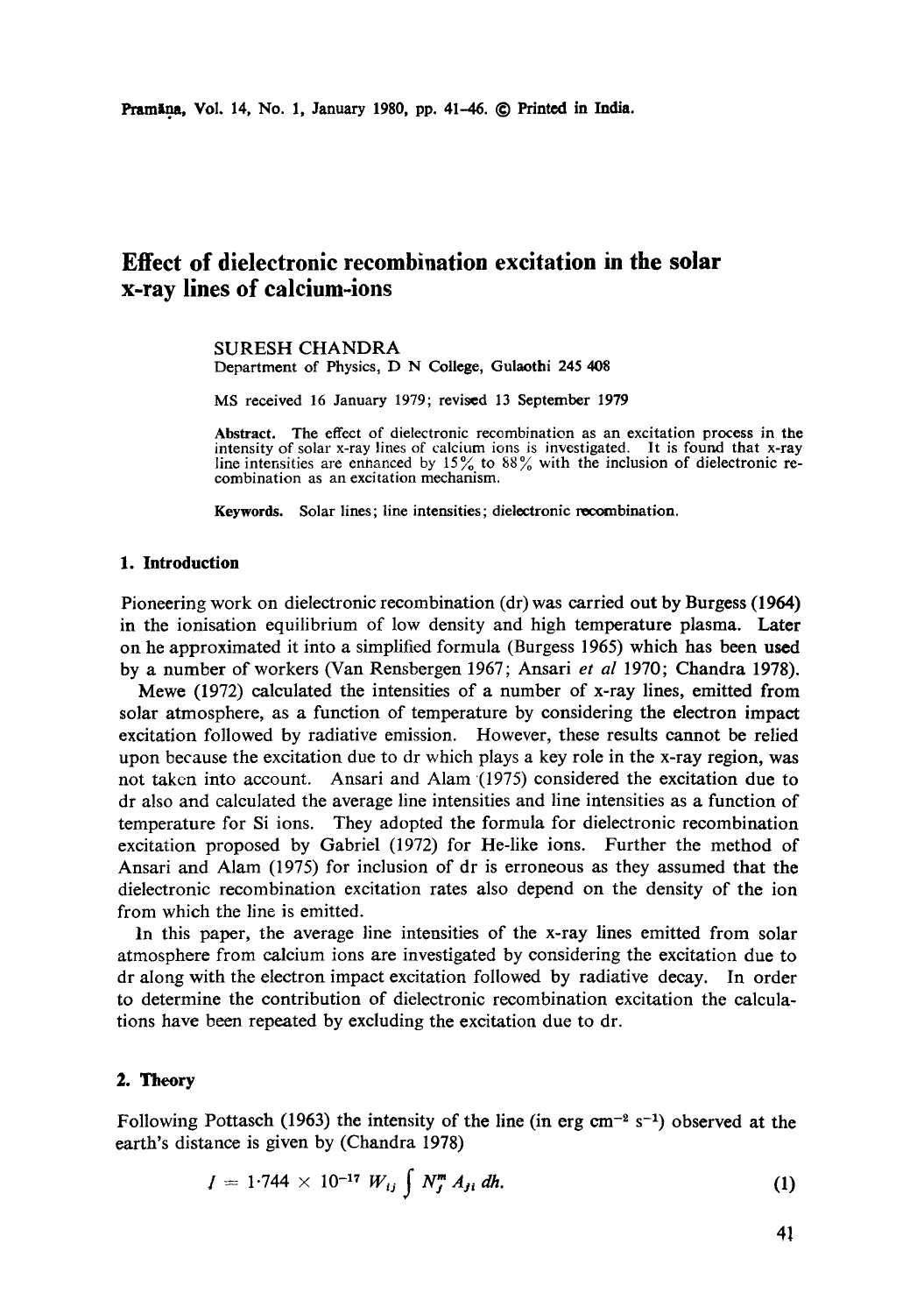// Effect of dielectronic recombination excitation in the solar x-ray lines of calcium-ions

SURESH CHANDRA

Department of Physics, D N College, Gulaothi 245 408

MS received 16 January 1979; revised 13 September 1979

**Abstract.** The effect of dielectronic recombination as an excitation process in the intensity of solar x-ray lines of calcium ions is investigated. It is found that x-ray line intensities are enhanced by 15% to 88% with the inclusion of dielectronic recombination as an excitation mechanism.

**Keywords.** Solar lines; line intensities; dielectronic recombination.

## 1. Introduction

Pioneering work on dielectronic recombination (dr) was carried out by Burgess (1964) in the ionisation equilibrium of low density and high temperature plasma. Later on he approximated it into a simplified formula (Burgess 1965) which has been used by a number of workers (Van Rensbergen 1967; Ansari *et al* 1970; Chandra 1978).

Mewe (1972) calculated the intensities of a number of x-ray lines, emitted from solar atmosphere, as a function of temperature by considering the electron impact excitation followed by radiative emission. However, these results cannot be relied upon because the excitation due to dr which plays a key role in the x-ray region, was not taken into account. Ansari and Alam (1975) considered the excitation due to dr also and calculated the average line intensities and line intensities as a function of temperature for Si ions. They adopted the formula for dielectronic recombination excitation proposed by Gabriel (1972) for He-like ions. Further the method of Ansari and Alam (1975) for inclusion of dr is erroneous as they assumed that the dielectronic recombination excitation rates also depend on the density of the ion from which the line is emitted.

In this paper, the average line intensities of the x-ray lines emitted from solar atmosphere from calcium ions are investigated by considering the excitation due to dr along with the electron impact excitation followed by radiative decay. In order to determine the contribution of dielectronic recombination excitation the calculations have been repeated by excluding the excitation due to dr.

## 2. Theory

Following Pottasch (1963) the intensity of the line (in erg $cm^{-2}$ $s^{-1}$) observed at the earth's distance is given by (Chandra 1978)

$$I = 1 \cdot 744 \times 10^{-17} \, W_{ij} \int N_j^m A_{ji} \, dh. \qquad (1)$$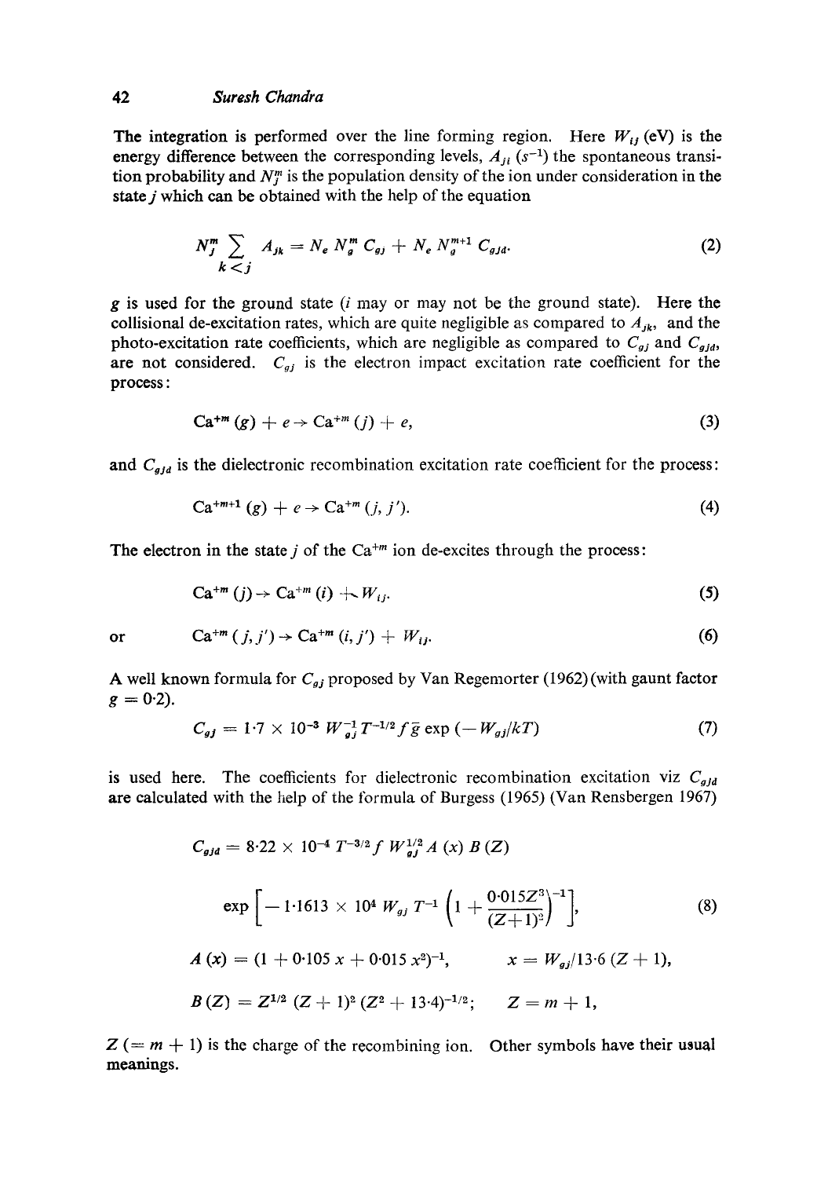The integration is performed over the line forming region. Here $W_{ij}$ (eV) is the energy difference between the corresponding levels, $A_{ji}$ ($s^{-1}$) the spontaneous transition probability and $N_j^m$ is the population density of the ion under consideration in the state $j$ which can be obtained with the help of the equation

$$N_j^m \sum_{k<j} A_{jk} = N_e N_g^m C_{gj} + N_e N_g^{m+1} C_{gjd}. \tag{2}$$

$g$ is used for the ground state ($i$ may or may not be the ground state). Here the collisional de-excitation rates, which are quite negligible as compared to $A_{jk}$, and the photo-excitation rate coefficients, which are negligible as compared to $C_{gj}$ and $C_{gjd}$, are not considered. $C_{gj}$ is the electron impact excitation rate coefficient for the process:

$$Ca^{+m}(g) + e \rightarrow Ca^{+m}(j) + e, \tag{3}$$

and $C_{gjd}$ is the dielectronic recombination excitation rate coefficient for the process:

$$Ca^{+m+1}(g) + e \rightarrow Ca^{+m}(j, j'). \tag{4}$$

The electron in the state $j$ of the $Ca^{+m}$ ion de-excites through the process:

$$Ca^{+m}(j) \rightarrow Ca^{+m}(i) + W_{ij}. \tag{5}$$

or

$$Ca^{+m}(j, j') \rightarrow Ca^{+m}(i, j') + W_{ij}. \tag{6}$$

A well known formula for $C_{gj}$ proposed by Van Regemorter (1962) (with gaunt factor $g = 0{\cdot}2$).

$$C_{gj} = 1{\cdot}7 \times 10^{-3}\, W_{gj}^{-1} T^{-1/2} f \bar{g} \exp(-W_{gj}/kT) \tag{7}$$

is used here. The coefficients for dielectronic recombination excitation viz $C_{gjd}$ are calculated with the help of the formula of Burgess (1965) (Van Rensbergen 1967)

$$C_{gjd} = 8{\cdot}22 \times 10^{-4}\, T^{-3/2} f\, W_{gj}^{1/2} A(x)\, B(Z)$$

$$\exp\left[-1{\cdot}1613 \times 10^4\, W_{gj}\, T^{-1}\left(1 + \frac{0{\cdot}015Z^3}{(Z+1)^2}\right)^{-1}\right], \tag{8}$$

$$A(x) = (1 + 0{\cdot}105\,x + 0{\cdot}015\,x^2)^{-1}, \qquad x = W_{gj}/13{\cdot}6\,(Z+1),$$

$$B(Z) = Z^{1/2}(Z+1)^2(Z^2 + 13{\cdot}4)^{-1/2}; \qquad Z = m + 1,$$

$Z$ ($= m + 1$) is the charge of the recombining ion. Other symbols have their usual meanings.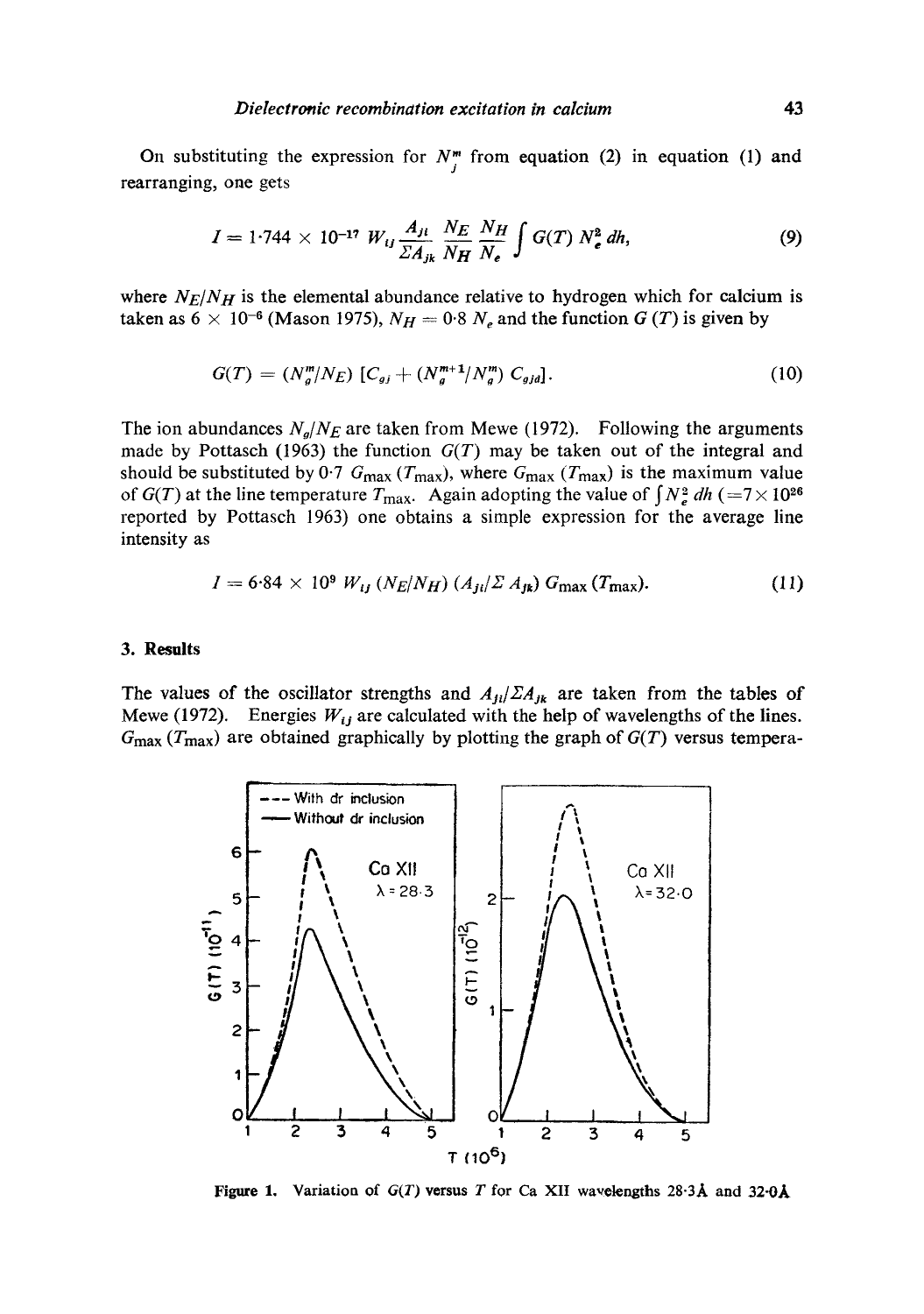On substituting the expression for $N_j^m$ from equation (2) in equation (1) and rearranging, one gets

$$I = 1 \cdot 744 \times 10^{-17} \, W_{ij} \frac{A_{ji}}{\Sigma A_{jk}} \frac{N_E}{N_H} \frac{N_H}{N_e} \int G(T) \, N_e^2 \, dh, \tag{9}$$

where $N_E/N_H$ is the elemental abundance relative to hydrogen which for calcium is taken as $6 \times 10^{-6}$ (Mason 1975), $N_H = 0 \cdot 8 \, N_e$ and the function $G(T)$ is given by

$$G(T) = (N_g^m/N_E) \, [C_{gj} + (N_g^{m+1}/N_g^m) \, C_{gjd}]. \tag{10}$$

The ion abundances $N_g/N_E$ are taken from Mewe (1972). Following the arguments made by Pottasch (1963) the function $G(T)$ may be taken out of the integral and should be substituted by $0 \cdot 7 \, G_{\max} (T_{\max})$, where $G_{\max} (T_{\max})$ is the maximum value of $G(T)$ at the line temperature $T_{\max}$. Again adopting the value of $\int N_e^2 \, dh$ ($= 7 \times 10^{26}$ reported by Pottasch 1963) one obtains a simple expression for the average line intensity as

$$I = 6 \cdot 84 \times 10^{9} \, W_{ij} \, (N_E/N_H) \, (A_{ji}/\Sigma \, A_{jk}) \, G_{\max} (T_{\max}). \tag{11}$$

## 3. Results

The values of the oscillator strengths and $A_{ji}/\Sigma A_{jk}$ are taken from the tables of Mewe (1972). Energies $W_{ij}$ are calculated with the help of wavelengths of the lines. $G_{\max} (T_{\max})$ are obtained graphically by plotting the graph of $G(T)$ versus tempera-

Figure 1. Variation of $G(T)$ versus $T$ for Ca XII wavelengths 28·3Å and 32·0Å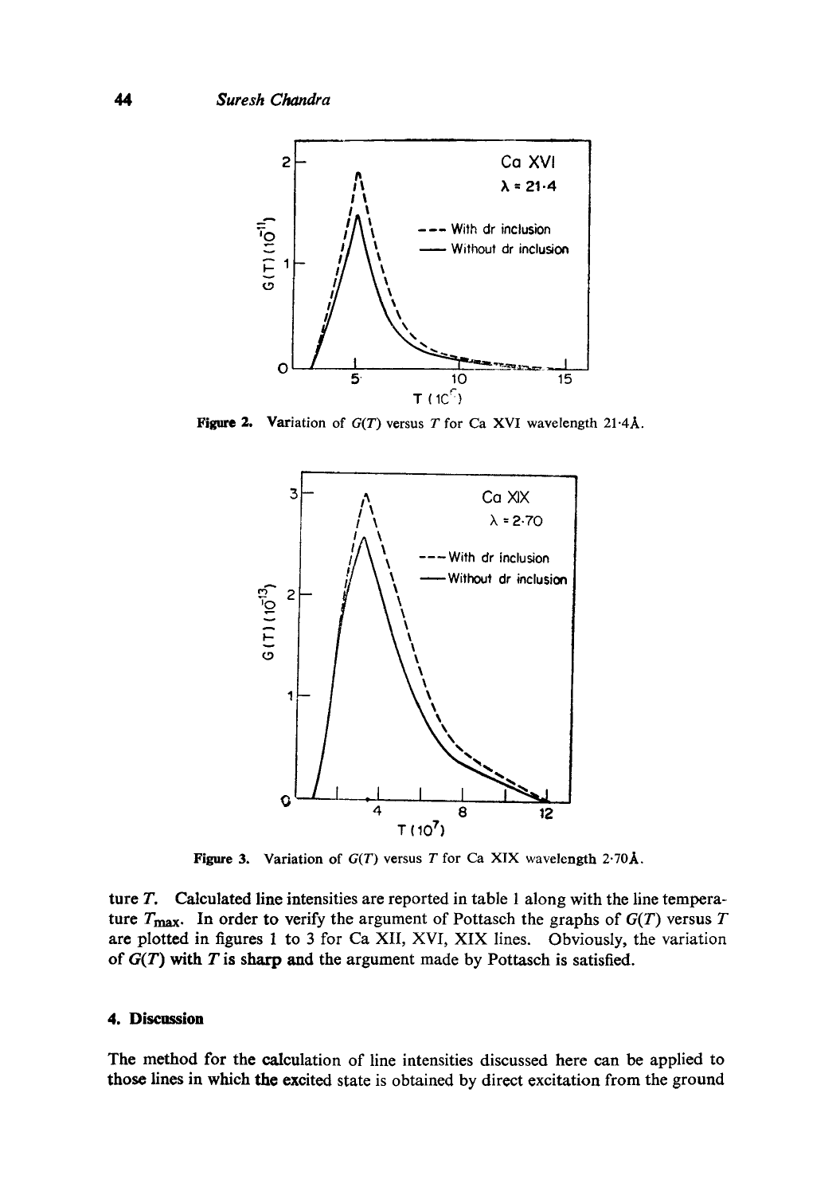**Figure 2.** Variation of $G(T)$ versus $T$ for Ca XVI wavelength 21·4Å.

**Figure 3.** Variation of $G(T)$ versus $T$ for Ca XIX wavelength 2·70Å.

ture $T$. Calculated line intensities are reported in table 1 along with the line temperature $T_{max}$. In order to verify the argument of Pottasch the graphs of $G(T)$ versus $T$ are plotted in figures 1 to 3 for Ca XII, XVI, XIX lines. Obviously, the variation of $G(T)$ with $T$ is sharp and the argument made by Pottasch is satisfied.

## 4. Discussion

The method for the calculation of line intensities discussed here can be applied to those lines in which the excited state is obtained by direct excitation from the ground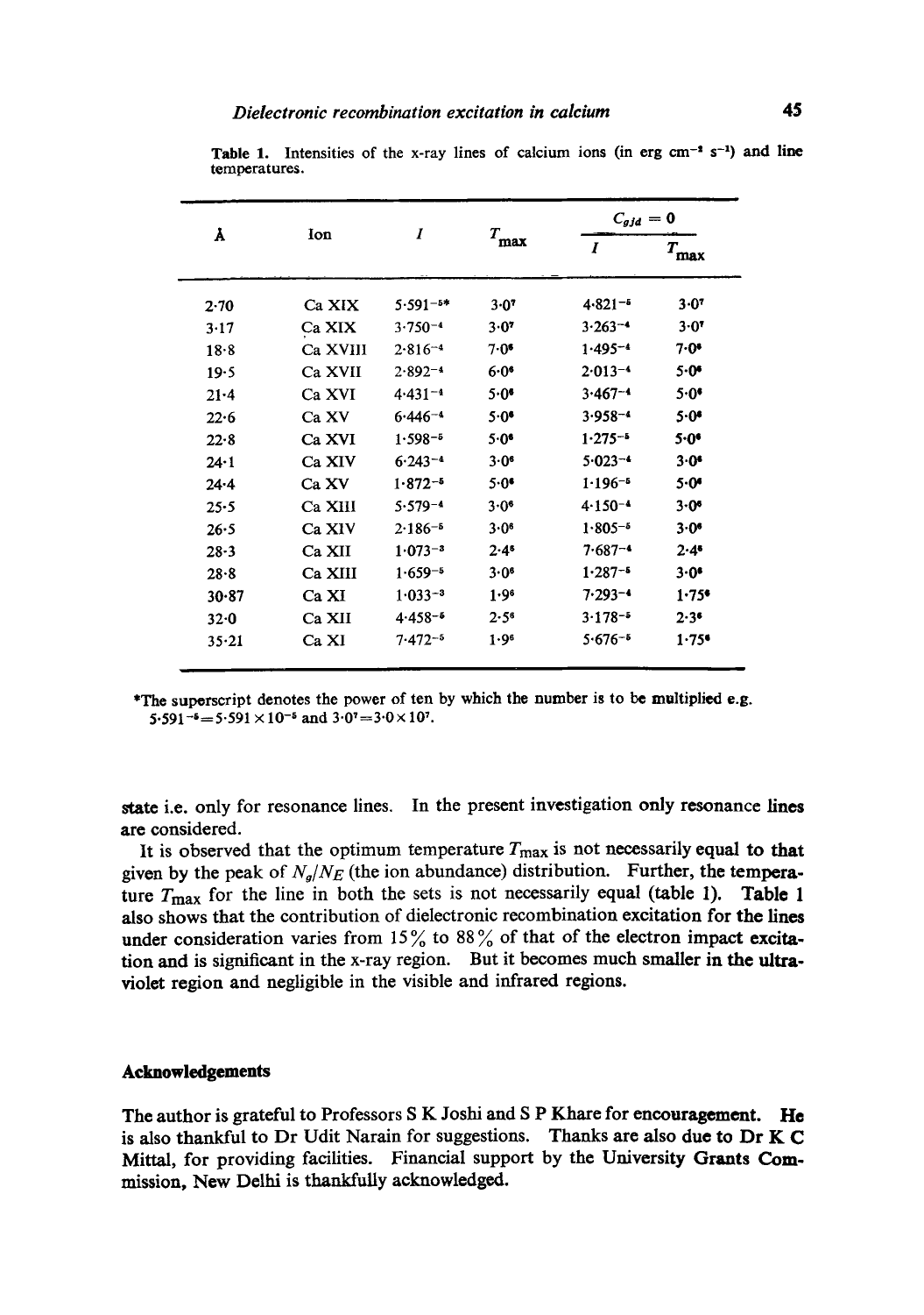**Table 1.** Intensities of the x-ray lines of calcium ions (in erg cm$^{-2}$ s$^{-1}$) and line temperatures.

| Å | Ion | $I$ | $T_{max}$ | $C_{gjd} = 0$ | |
|---|---|---|---|---|---|
| | | | | $I$ | $T_{max}$ |
| 2·70 | Ca XIX | $5{\cdot}591^{-5}$* | $3{\cdot}0^{7}$ | $4{\cdot}821^{-5}$ | $3{\cdot}0^{7}$ |
| 3·17 | Ca XIX | $3{\cdot}750^{-4}$ | $3{\cdot}0^{7}$ | $3{\cdot}263^{-4}$ | $3{\cdot}0^{7}$ |
| 18·8 | Ca XVIII | $2{\cdot}816^{-4}$ | $7{\cdot}0^{6}$ | $1{\cdot}495^{-4}$ | $7{\cdot}0^{6}$ |
| 19·5 | Ca XVII | $2{\cdot}892^{-4}$ | $6{\cdot}0^{6}$ | $2{\cdot}013^{-4}$ | $5{\cdot}0^{6}$ |
| 21·4 | Ca XVI | $4{\cdot}431^{-4}$ | $5{\cdot}0^{6}$ | $3{\cdot}467^{-4}$ | $5{\cdot}0^{6}$ |
| 22·6 | Ca XV | $6{\cdot}446^{-4}$ | $5{\cdot}0^{6}$ | $3{\cdot}958^{-4}$ | $5{\cdot}0^{6}$ |
| 22·8 | Ca XVI | $1{\cdot}598^{-5}$ | $5{\cdot}0^{6}$ | $1{\cdot}275^{-5}$ | $5{\cdot}0^{6}$ |
| 24·1 | Ca XIV | $6{\cdot}243^{-4}$ | $3{\cdot}0^{6}$ | $5{\cdot}023^{-4}$ | $3{\cdot}0^{6}$ |
| 24·4 | Ca XV | $1{\cdot}872^{-5}$ | $5{\cdot}0^{6}$ | $1{\cdot}196^{-5}$ | $5{\cdot}0^{6}$ |
| 25·5 | Ca XIII | $5{\cdot}579^{-4}$ | $3{\cdot}0^{6}$ | $4{\cdot}150^{-4}$ | $3{\cdot}0^{6}$ |
| 26·5 | Ca XIV | $2{\cdot}186^{-5}$ | $3{\cdot}0^{6}$ | $1{\cdot}805^{-5}$ | $3{\cdot}0^{6}$ |
| 28·3 | Ca XII | $1{\cdot}073^{-3}$ | $2{\cdot}4^{6}$ | $7{\cdot}687^{-4}$ | $2{\cdot}4^{6}$ |
| 28·8 | Ca XIII | $1{\cdot}659^{-5}$ | $3{\cdot}0^{6}$ | $1{\cdot}287^{-5}$ | $3{\cdot}0^{6}$ |
| 30·87 | Ca XI | $1{\cdot}033^{-3}$ | $1{\cdot}9^{6}$ | $7{\cdot}293^{-4}$ | $1{\cdot}75^{6}$ |
| 32·0 | Ca XII | $4{\cdot}458^{-5}$ | $2{\cdot}5^{6}$ | $3{\cdot}178^{-5}$ | $2{\cdot}3^{6}$ |
| 35·21 | Ca XI | $7{\cdot}472^{-5}$ | $1{\cdot}9^{6}$ | $5{\cdot}676^{-5}$ | $1{\cdot}75^{6}$ |

*The superscript denotes the power of ten by which the number is to be multiplied e.g. $5{\cdot}591^{-5} = 5{\cdot}591 \times 10^{-5}$ and $3{\cdot}0^{7} = 3{\cdot}0 \times 10^{7}$.

state i.e. only for resonance lines. In the present investigation only resonance lines are considered.

It is observed that the optimum temperature $T_{max}$ is not necessarily equal to that given by the peak of $N_g/N_E$ (the ion abundance) distribution. Further, the temperature $T_{max}$ for the line in both the sets is not necessarily equal (table 1). Table 1 also shows that the contribution of dielectronic recombination excitation for the lines under consideration varies from 15% to 88% of that of the electron impact excitation and is significant in the x-ray region. But it becomes much smaller in the ultraviolet region and negligible in the visible and infrared regions.

## Acknowledgements

The author is grateful to Professors S K Joshi and S P Khare for encouragement. He is also thankful to Dr Udit Narain for suggestions. Thanks are also due to Dr K C Mittal, for providing facilities. Financial support by the University Grants Commission, New Delhi is thankfully acknowledged.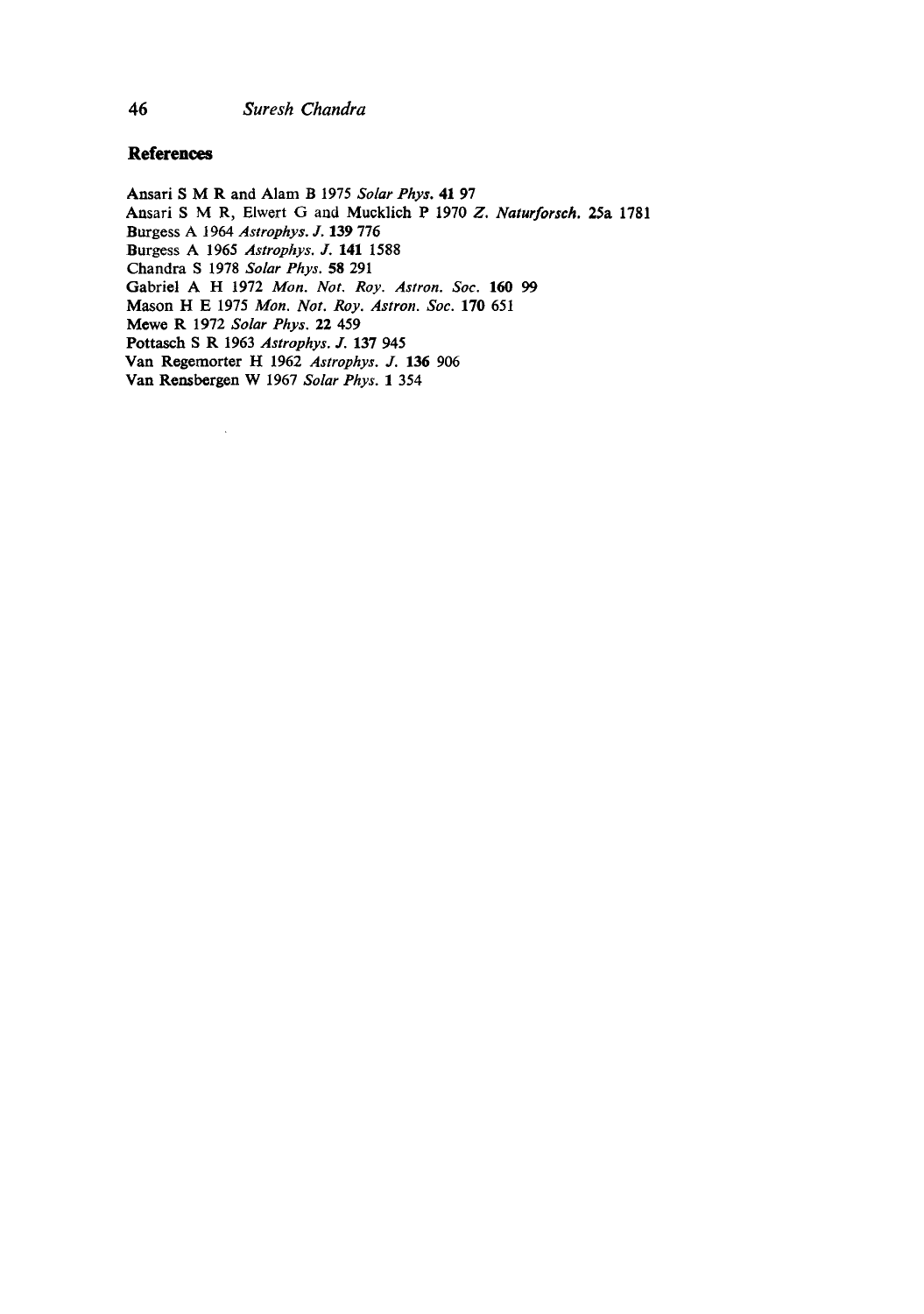## References

Ansari S M R and Alam B 1975 *Solar Phys.* **41** 97

Ansari S M R, Elwert G and Mucklich P 1970 *Z. Naturforsch.* **25a** 1781

Burgess A 1964 *Astrophys. J.* **139** 776

Burgess A 1965 *Astrophys. J.* **141** 1588

Chandra S 1978 *Solar Phys.* **58** 291

Gabriel A H 1972 *Mon. Not. Roy. Astron. Soc.* **160** 99

Mason H E 1975 *Mon. Not. Roy. Astron. Soc.* **170** 651

Mewe R 1972 *Solar Phys.* **22** 459

Pottasch S R 1963 *Astrophys. J.* **137** 945

Van Regemorter H 1962 *Astrophys. J.* **136** 906

Van Rensbergen W 1967 *Solar Phys.* **1** 354